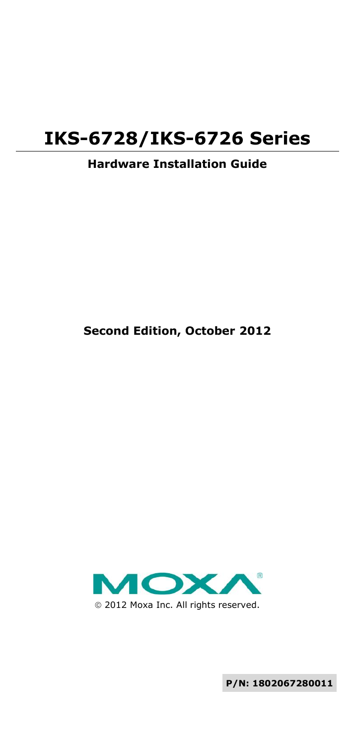# IKS-6728/IKS-6726 Series

**Hardware Installation Guide**

**Second Edition, October 2012**

MOXA®

© 2012 Moxa Inc. All rights reserved.

**P/N: 1802067280011**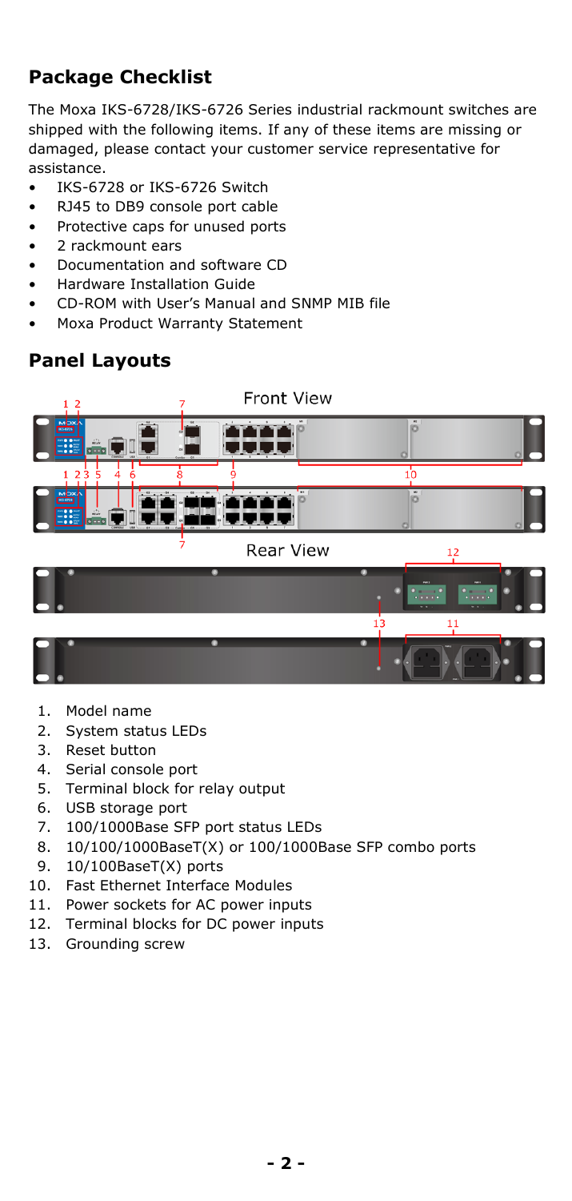## Package Checklist

The Moxa IKS-6728/IKS-6726 Series industrial rackmount switches are shipped with the following items. If any of these items are missing or damaged, please contact your customer service representative for assistance.

- IKS-6728 or IKS-6726 Switch
- RJ45 to DB9 console port cable
- Protective caps for unused ports
- 2 rackmount ears
- Documentation and software CD
- Hardware Installation Guide
- CD-ROM with User's Manual and SNMP MIB file
- Moxa Product Warranty Statement

## Panel Layouts

Front View

Rear View

1. Model name
2. System status LEDs
3. Reset button
4. Serial console port
5. Terminal block for relay output
6. USB storage port
7. 100/1000Base SFP port status LEDs
8. 10/100/1000BaseT(X) or 100/1000Base SFP combo ports
9. 10/100BaseT(X) ports
10. Fast Ethernet Interface Modules
11. Power sockets for AC power inputs
12. Terminal blocks for DC power inputs
13. Grounding screw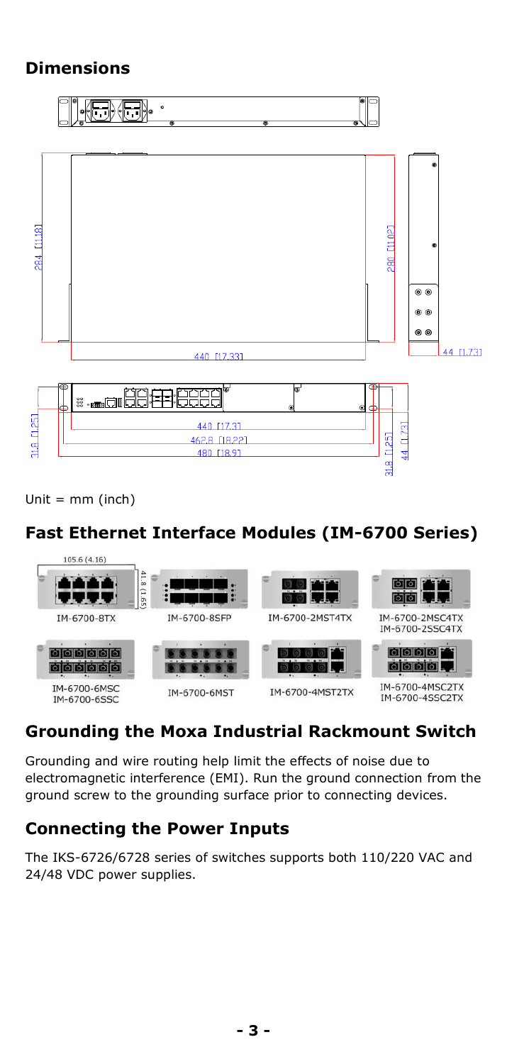## Dimensions

Unit = mm (inch)

## Fast Ethernet Interface Modules (IM-6700 Series)

## Grounding the Moxa Industrial Rackmount Switch

Grounding and wire routing help limit the effects of noise due to electromagnetic interference (EMI). Run the ground connection from the ground screw to the grounding surface prior to connecting devices.

## Connecting the Power Inputs

The IKS-6726/6728 series of switches supports both 110/220 VAC and 24/48 VDC power supplies.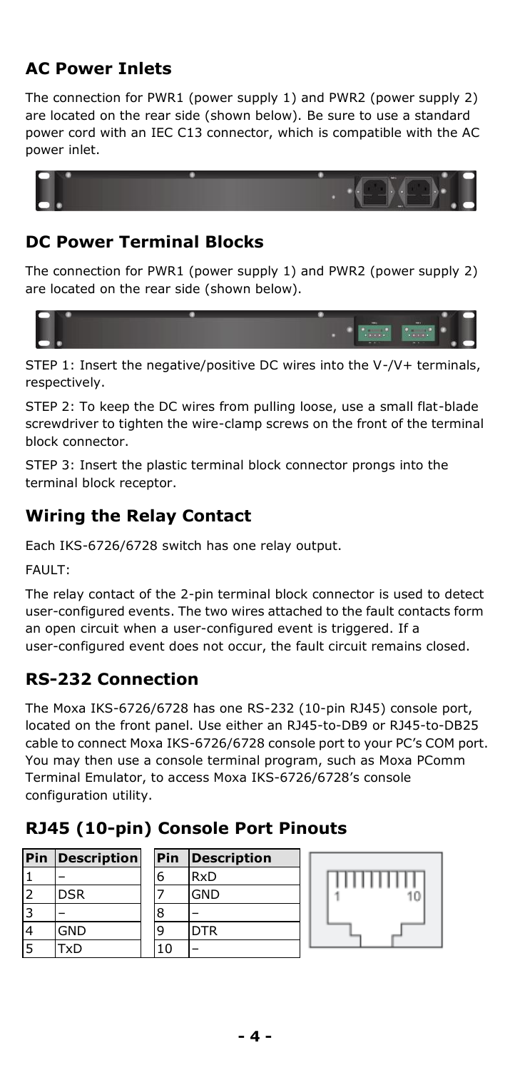## AC Power Inlets

The connection for PWR1 (power supply 1) and PWR2 (power supply 2) are located on the rear side (shown below). Be sure to use a standard power cord with an IEC C13 connector, which is compatible with the AC power inlet.

## DC Power Terminal Blocks

The connection for PWR1 (power supply 1) and PWR2 (power supply 2) are located on the rear side (shown below).

STEP 1: Insert the negative/positive DC wires into the V-/V+ terminals, respectively.

STEP 2: To keep the DC wires from pulling loose, use a small flat-blade screwdriver to tighten the wire-clamp screws on the front of the terminal block connector.

STEP 3: Insert the plastic terminal block connector prongs into the terminal block receptor.

## Wiring the Relay Contact

Each IKS-6726/6728 switch has one relay output.

FAULT:

The relay contact of the 2-pin terminal block connector is used to detect user-configured events. The two wires attached to the fault contacts form an open circuit when a user-configured event is triggered. If a user-configured event does not occur, the fault circuit remains closed.

## RS-232 Connection

The Moxa IKS-6726/6728 has one RS-232 (10-pin RJ45) console port, located on the front panel. Use either an RJ45-to-DB9 or RJ45-to-DB25 cable to connect Moxa IKS-6726/6728 console port to your PC's COM port. You may then use a console terminal program, such as Moxa PComm Terminal Emulator, to access Moxa IKS-6726/6728's console configuration utility.

## RJ45 (10-pin) Console Port Pinouts

| Pin | Description | Pin | Description |
|---|---|---|---|
| 1 | – | 6 | RxD |
| 2 | DSR | 7 | GND |
| 3 | – | 8 | – |
| 4 | GND | 9 | DTR |
| 5 | TxD | 10 | – |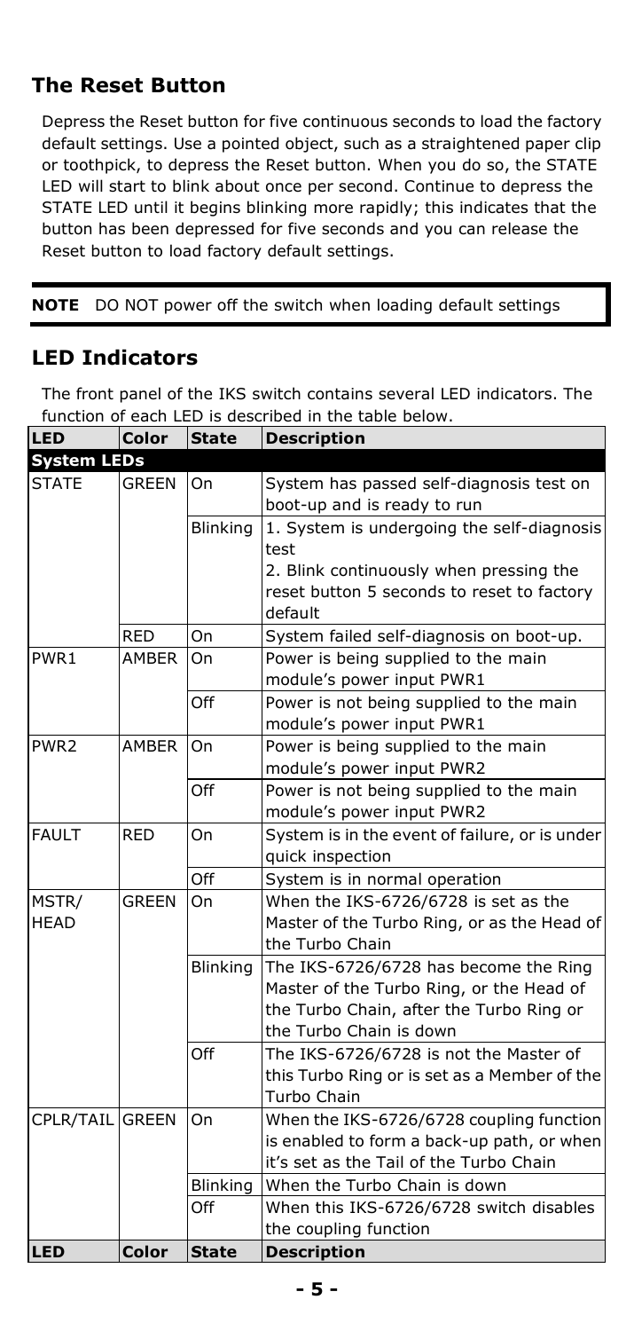## The Reset Button

Depress the Reset button for five continuous seconds to load the factory default settings. Use a pointed object, such as a straightened paper clip or toothpick, to depress the Reset button. When you do so, the STATE LED will start to blink about once per second. Continue to depress the STATE LED until it begins blinking more rapidly; this indicates that the button has been depressed for five seconds and you can release the Reset button to load factory default settings.

**NOTE** DO NOT power off the switch when loading default settings

## LED Indicators

The front panel of the IKS switch contains several LED indicators. The function of each LED is described in the table below.

| LED | Color | State | Description |
|---|---|---|---|
| **System LEDs** | | | |
| STATE | GREEN | On | System has passed self-diagnosis test on boot-up and is ready to run |
| | | Blinking | 1. System is undergoing the self-diagnosis test<br>2. Blink continuously when pressing the reset button 5 seconds to reset to factory default |
| | RED | On | System failed self-diagnosis on boot-up. |
| PWR1 | AMBER | On | Power is being supplied to the main module's power input PWR1 |
| | | Off | Power is not being supplied to the main module's power input PWR1 |
| PWR2 | AMBER | On | Power is being supplied to the main module's power input PWR2 |
| | | Off | Power is not being supplied to the main module's power input PWR2 |
| FAULT | RED | On | System is in the event of failure, or is under quick inspection |
| | | Off | System is in normal operation |
| MSTR/ HEAD | GREEN | On | When the IKS-6726/6728 is set as the Master of the Turbo Ring, or as the Head of the Turbo Chain |
| | | Blinking | The IKS-6726/6728 has become the Ring Master of the Turbo Ring, or the Head of the Turbo Chain, after the Turbo Ring or the Turbo Chain is down |
| | | Off | The IKS-6726/6728 is not the Master of this Turbo Ring or is set as a Member of the Turbo Chain |
| CPLR/TAIL | GREEN | On | When the IKS-6726/6728 coupling function is enabled to form a back-up path, or when it's set as the Tail of the Turbo Chain |
| | | Blinking | When the Turbo Chain is down |
| | | Off | When this IKS-6726/6728 switch disables the coupling function |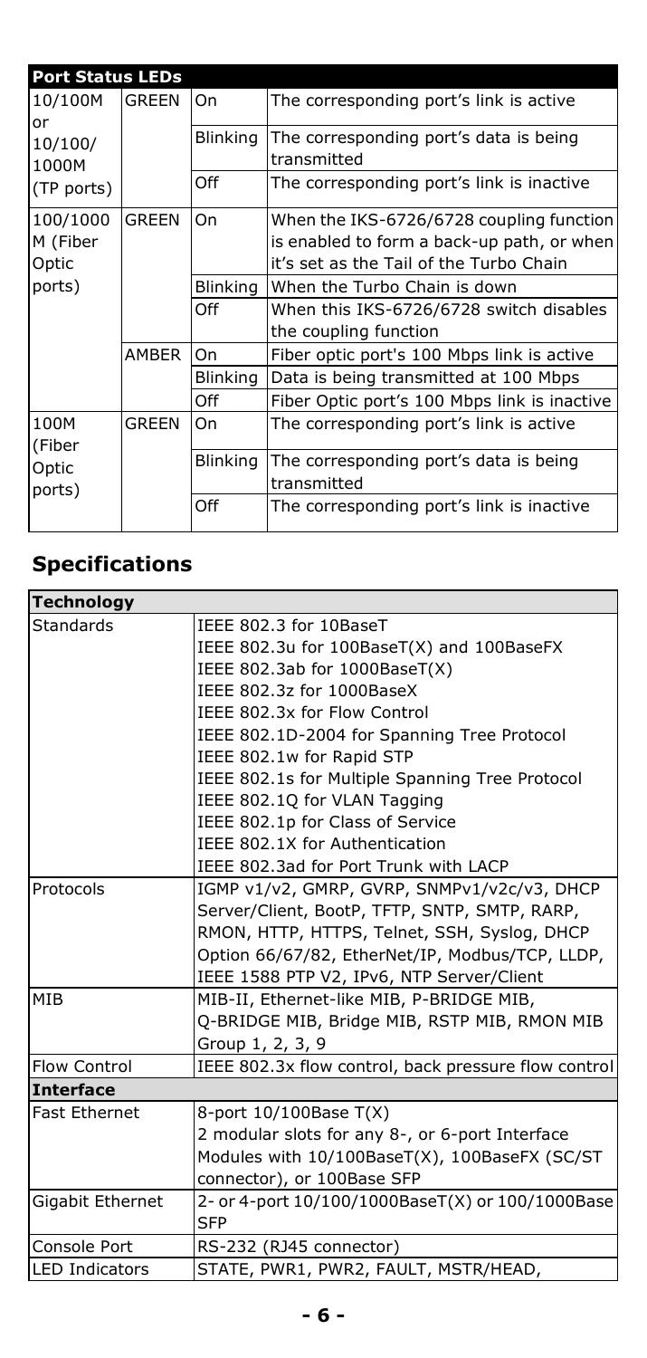| Port Status LEDs | | | |
|---|---|---|---|
| 10/100M or 10/100/1000M (TP ports) | GREEN | On | The corresponding port's link is active |
| | | Blinking | The corresponding port's data is being transmitted |
| | | Off | The corresponding port's link is inactive |
| 100/1000M (Fiber Optic ports) | GREEN | On | When the IKS-6726/6728 coupling function is enabled to form a back-up path, or when it's set as the Tail of the Turbo Chain |
| | | Blinking | When the Turbo Chain is down |
| | | Off | When this IKS-6726/6728 switch disables the coupling function |
| | AMBER | On | Fiber optic port's 100 Mbps link is active |
| | | Blinking | Data is being transmitted at 100 Mbps |
| | | Off | Fiber Optic port's 100 Mbps link is inactive |
| 100M (Fiber Optic ports) | GREEN | On | The corresponding port's link is active |
| | | Blinking | The corresponding port's data is being transmitted |
| | | Off | The corresponding port's link is inactive |

## Specifications

| Technology | |
|---|---|
| Standards | IEEE 802.3 for 10BaseT<br>IEEE 802.3u for 100BaseT(X) and 100BaseFX<br>IEEE 802.3ab for 1000BaseT(X)<br>IEEE 802.3z for 1000BaseX<br>IEEE 802.3x for Flow Control<br>IEEE 802.1D-2004 for Spanning Tree Protocol<br>IEEE 802.1w for Rapid STP<br>IEEE 802.1s for Multiple Spanning Tree Protocol<br>IEEE 802.1Q for VLAN Tagging<br>IEEE 802.1p for Class of Service<br>IEEE 802.1X for Authentication<br>IEEE 802.3ad for Port Trunk with LACP |
| Protocols | IGMP v1/v2, GMRP, GVRP, SNMPv1/v2c/v3, DHCP Server/Client, BootP, TFTP, SNTP, SMTP, RARP, RMON, HTTP, HTTPS, Telnet, SSH, Syslog, DHCP Option 66/67/82, EtherNet/IP, Modbus/TCP, LLDP, IEEE 1588 PTP V2, IPv6, NTP Server/Client |
| MIB | MIB-II, Ethernet-like MIB, P-BRIDGE MIB, Q-BRIDGE MIB, Bridge MIB, RSTP MIB, RMON MIB Group 1, 2, 3, 9 |
| Flow Control | IEEE 802.3x flow control, back pressure flow control |
| **Interface** | |
| Fast Ethernet | 8-port 10/100Base T(X)<br>2 modular slots for any 8-, or 6-port Interface Modules with 10/100BaseT(X), 100BaseFX (SC/ST connector), or 100Base SFP |
| Gigabit Ethernet | 2- or 4-port 10/100/1000BaseT(X) or 100/1000Base SFP |
| Console Port | RS-232 (RJ45 connector) |
| LED Indicators | STATE, PWR1, PWR2, FAULT, MSTR/HEAD, |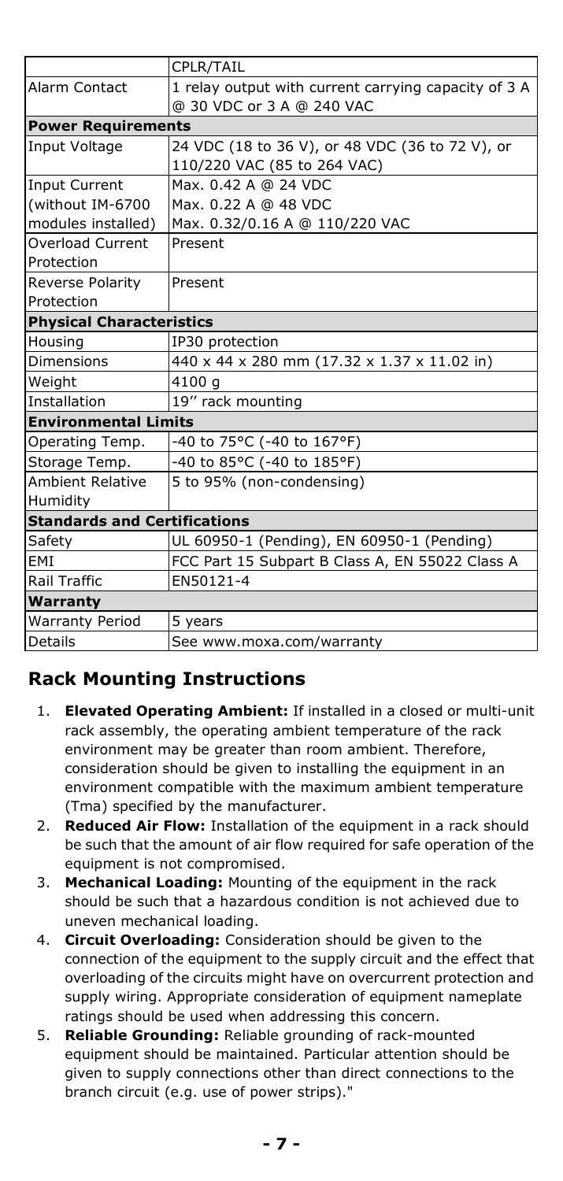| | CPLR/TAIL |
|---|---|
| Alarm Contact | 1 relay output with current carrying capacity of 3 A @ 30 VDC or 3 A @ 240 VAC |
| **Power Requirements** | |
| Input Voltage | 24 VDC (18 to 36 V), or 48 VDC (36 to 72 V), or 110/220 VAC (85 to 264 VAC) |
| Input Current (without IM-6700 modules installed) | Max. 0.42 A @ 24 VDC<br>Max. 0.22 A @ 48 VDC<br>Max. 0.32/0.16 A @ 110/220 VAC |
| Overload Current Protection | Present |
| Reverse Polarity Protection | Present |
| **Physical Characteristics** | |
| Housing | IP30 protection |
| Dimensions | 440 x 44 x 280 mm (17.32 x 1.37 x 11.02 in) |
| Weight | 4100 g |
| Installation | 19" rack mounting |
| **Environmental Limits** | |
| Operating Temp. | -40 to 75°C (-40 to 167°F) |
| Storage Temp. | -40 to 85°C (-40 to 185°F) |
| Ambient Relative Humidity | 5 to 95% (non-condensing) |
| **Standards and Certifications** | |
| Safety | UL 60950-1 (Pending), EN 60950-1 (Pending) |
| EMI | FCC Part 15 Subpart B Class A, EN 55022 Class A |
| Rail Traffic | EN50121-4 |
| **Warranty** | |
| Warranty Period | 5 years |
| Details | See www.moxa.com/warranty |

## Rack Mounting Instructions

1. **Elevated Operating Ambient:** If installed in a closed or multi-unit rack assembly, the operating ambient temperature of the rack environment may be greater than room ambient. Therefore, consideration should be given to installing the equipment in an environment compatible with the maximum ambient temperature (Tma) specified by the manufacturer.
2. **Reduced Air Flow:** Installation of the equipment in a rack should be such that the amount of air flow required for safe operation of the equipment is not compromised.
3. **Mechanical Loading:** Mounting of the equipment in the rack should be such that a hazardous condition is not achieved due to uneven mechanical loading.
4. **Circuit Overloading:** Consideration should be given to the connection of the equipment to the supply circuit and the effect that overloading of the circuits might have on overcurrent protection and supply wiring. Appropriate consideration of equipment nameplate ratings should be used when addressing this concern.
5. **Reliable Grounding:** Reliable grounding of rack-mounted equipment should be maintained. Particular attention should be given to supply connections other than direct connections to the branch circuit (e.g. use of power strips)."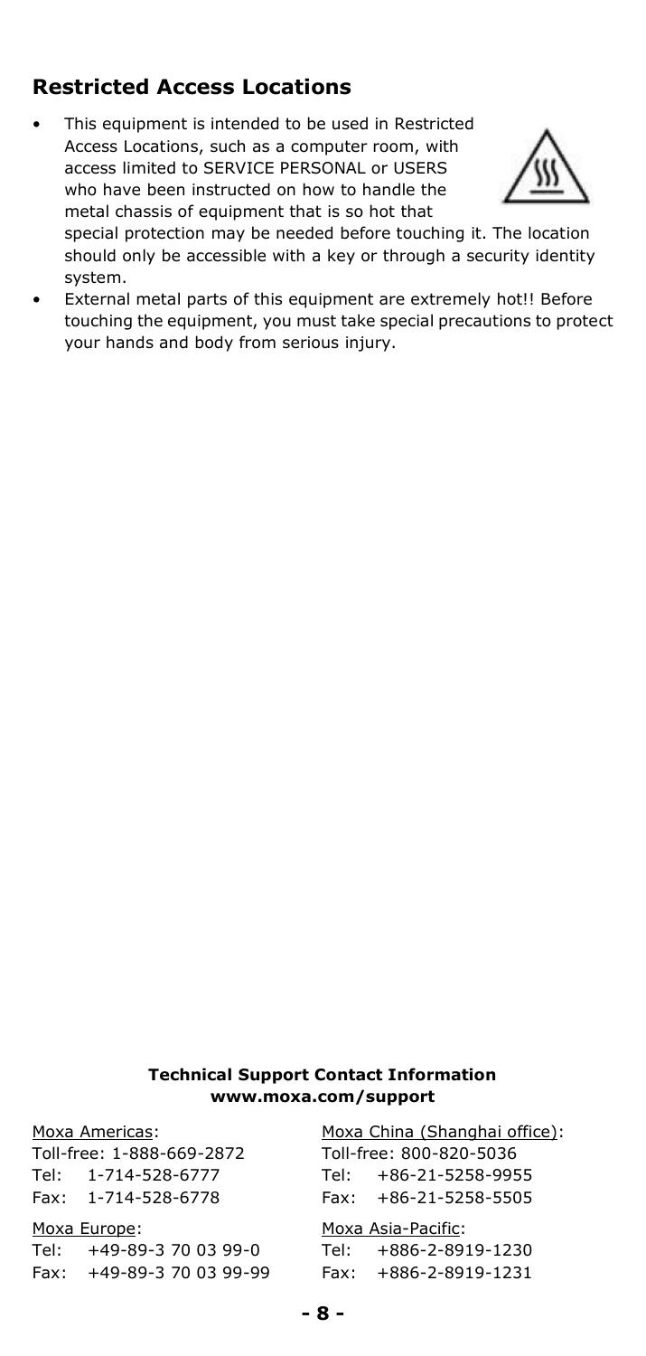## Restricted Access Locations

- This equipment is intended to be used in Restricted Access Locations, such as a computer room, with access limited to SERVICE PERSONAL or USERS who have been instructed on how to handle the metal chassis of equipment that is so hot that special protection may be needed before touching it. The location should only be accessible with a key or through a security identity system.
- External metal parts of this equipment are extremely hot!! Before touching the equipment, you must take special precautions to protect your hands and body from serious injury.

**Technical Support Contact Information**
**www.moxa.com/support**

Moxa Americas:
Toll-free: 1-888-669-2872
Tel: 1-714-528-6777
Fax: 1-714-528-6778

Moxa Europe:
Tel: +49-89-3 70 03 99-0
Fax: +49-89-3 70 03 99-99

Moxa China (Shanghai office):
Toll-free: 800-820-5036
Tel: +86-21-5258-9955
Fax: +86-21-5258-5505

Moxa Asia-Pacific:
Tel: +886-2-8919-1230
Fax: +886-2-8919-1231